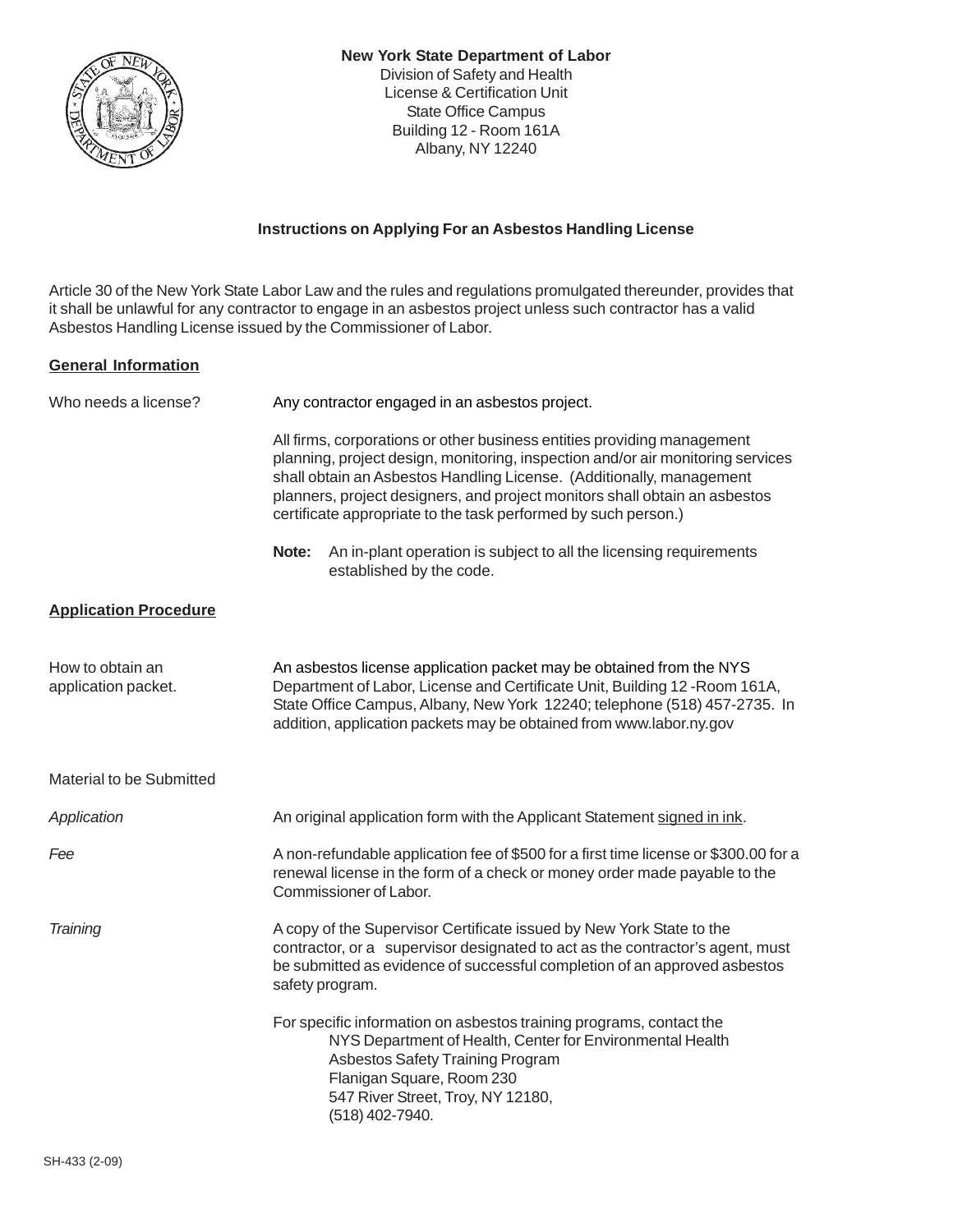**New York State Department of Labor**
Division of Safety and Health
License & Certification Unit
State Office Campus
Building 12 - Room 161A
Albany, NY 12240

## Instructions on Applying For an Asbestos Handling License

Article 30 of the New York State Labor Law and the rules and regulations promulgated thereunder, provides that it shall be unlawful for any contractor to engage in an asbestos project unless such contractor has a valid Asbestos Handling License issued by the Commissioner of Labor.

### General Information

**Who needs a license?**

Any contractor engaged in an asbestos project.

All firms, corporations or other business entities providing management planning, project design, monitoring, inspection and/or air monitoring services shall obtain an Asbestos Handling License. (Additionally, management planners, project designers, and project monitors shall obtain an asbestos certificate appropriate to the task performed by such person.)

**Note:** An in-plant operation is subject to all the licensing requirements established by the code.

### Application Procedure

**How to obtain an application packet.**

An asbestos license application packet may be obtained from the NYS Department of Labor, License and Certificate Unit, Building 12 -Room 161A, State Office Campus, Albany, New York 12240; telephone (518) 457-2735. In addition, application packets may be obtained from www.labor.ny.gov

**Material to be Submitted**

*Application*

An original application form with the Applicant Statement signed in ink.

*Fee*

A non-refundable application fee of $500 for a first time license or $300.00 for a renewal license in the form of a check or money order made payable to the Commissioner of Labor.

*Training*

A copy of the Supervisor Certificate issued by New York State to the contractor, or a supervisor designated to act as the contractor's agent, must be submitted as evidence of successful completion of an approved asbestos safety program.

For specific information on asbestos training programs, contact the
NYS Department of Health, Center for Environmental Health
Asbestos Safety Training Program
Flanigan Square, Room 230
547 River Street, Troy, NY 12180,
(518) 402-7940.

SH-433 (2-09)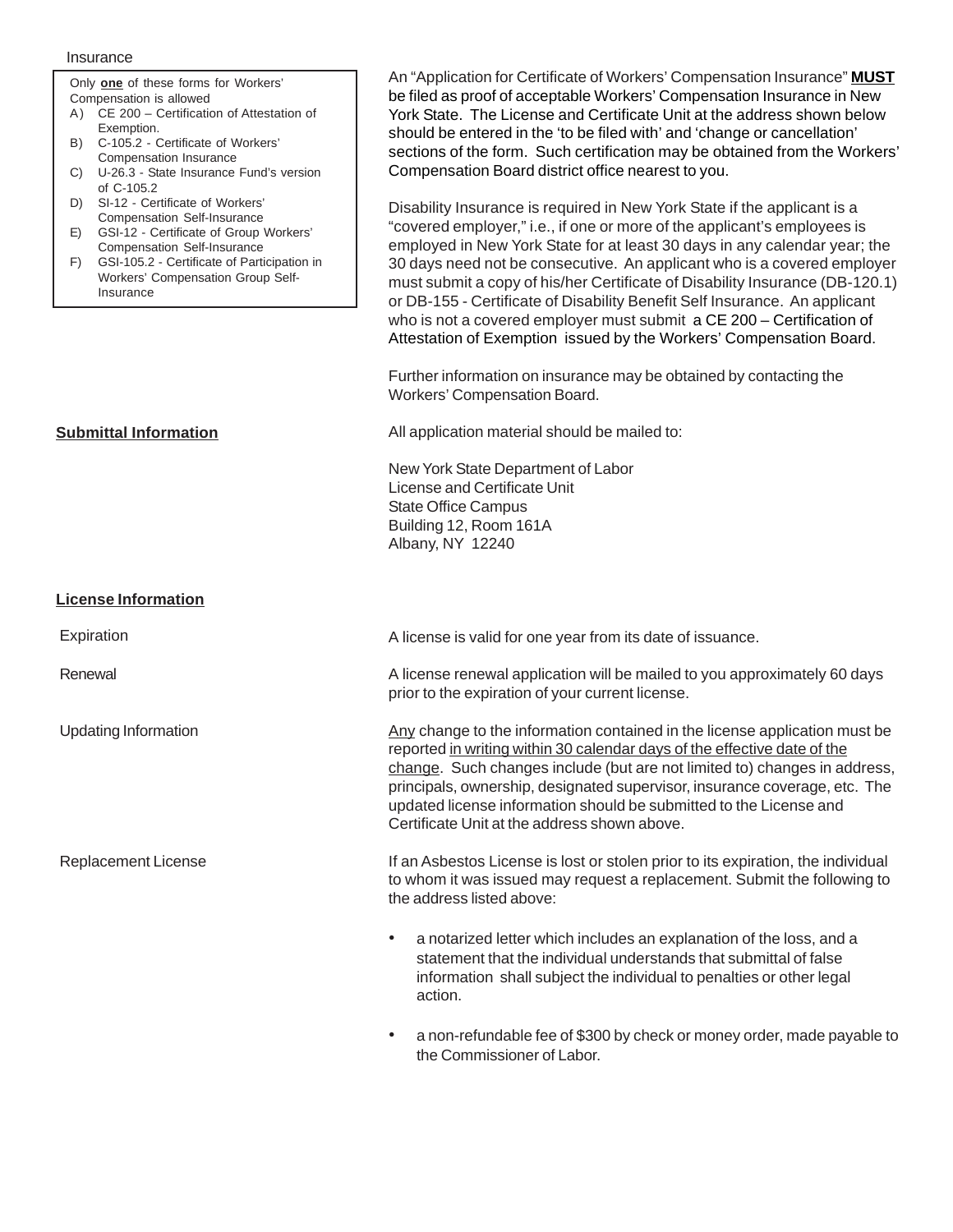Insurance

Only **one** of these forms for Workers' Compensation is allowed

A) CE 200 – Certification of Attestation of Exemption.
B) C-105.2 - Certificate of Workers' Compensation Insurance
C) U-26.3 - State Insurance Fund's version of C-105.2
D) SI-12 - Certificate of Workers' Compensation Self-Insurance
E) GSI-12 - Certificate of Group Workers' Compensation Self-Insurance
F) GSI-105.2 - Certificate of Participation in Workers' Compensation Group Self-Insurance

An "Application for Certificate of Workers' Compensation Insurance" **MUST** be filed as proof of acceptable Workers' Compensation Insurance in New York State. The License and Certificate Unit at the address shown below should be entered in the 'to be filed with' and 'change or cancellation' sections of the form. Such certification may be obtained from the Workers' Compensation Board district office nearest to you.

Disability Insurance is required in New York State if the applicant is a "covered employer," i.e., if one or more of the applicant's employees is employed in New York State for at least 30 days in any calendar year; the 30 days need not be consecutive. An applicant who is a covered employer must submit a copy of his/her Certificate of Disability Insurance (DB-120.1) or DB-155 - Certificate of Disability Benefit Self Insurance. An applicant who is not a covered employer must submit a CE 200 – Certification of Attestation of Exemption issued by the Workers' Compensation Board.

Further information on insurance may be obtained by contacting the Workers' Compensation Board.

## Submittal Information

All application material should be mailed to:

New York State Department of Labor
License and Certificate Unit
State Office Campus
Building 12, Room 161A
Albany, NY 12240

## License Information

**Expiration**

A license is valid for one year from its date of issuance.

**Renewal**

A license renewal application will be mailed to you approximately 60 days prior to the expiration of your current license.

**Updating Information**

Any change to the information contained in the license application must be reported in writing within 30 calendar days of the effective date of the change. Such changes include (but are not limited to) changes in address, principals, ownership, designated supervisor, insurance coverage, etc. The updated license information should be submitted to the License and Certificate Unit at the address shown above.

**Replacement License**

If an Asbestos License is lost or stolen prior to its expiration, the individual to whom it was issued may request a replacement. Submit the following to the address listed above:

- a notarized letter which includes an explanation of the loss, and a statement that the individual understands that submittal of false information shall subject the individual to penalties or other legal action.
- a non-refundable fee of $300 by check or money order, made payable to the Commissioner of Labor.